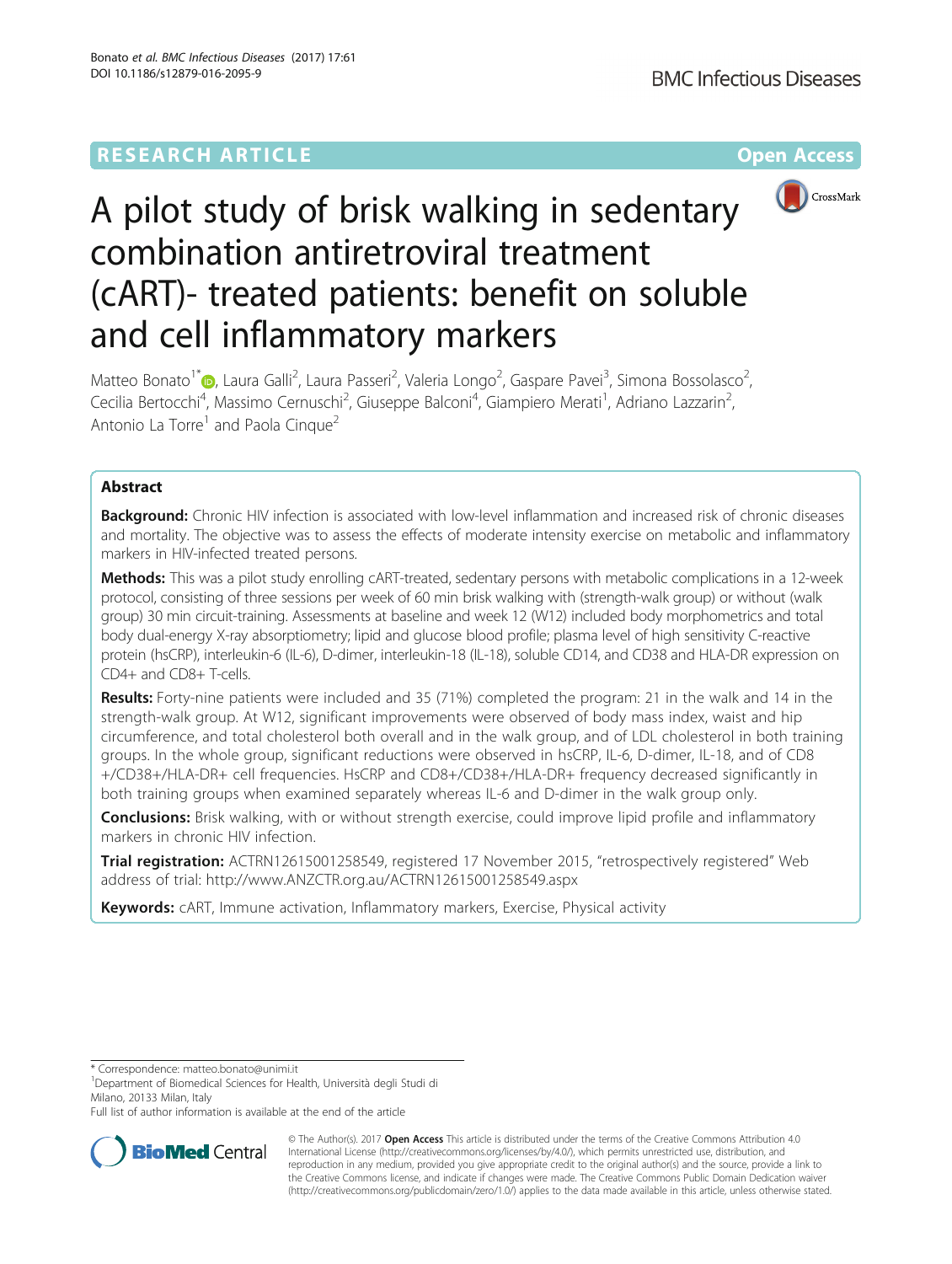RESEARCH ARTICLE

Open Access

# A pilot study of brisk walking in sedentary combination antiretroviral treatment (cART)- treated patients: benefit on soluble and cell inflammatory markers

Matteo Bonato[1*], Laura Galli[2], Laura Passeri[2], Valeria Longo[2], Gaspare Pavei[3], Simona Bossolasco[2], Cecilia Bertocchi[4], Massimo Cernuschi[2], Giuseppe Balconi[4], Giampiero Merati[1], Adriano Lazzarin[2], Antonio La Torre[1] and Paola Cinque[2]

## Abstract

**Background:** Chronic HIV infection is associated with low-level inflammation and increased risk of chronic diseases and mortality. The objective was to assess the effects of moderate intensity exercise on metabolic and inflammatory markers in HIV-infected treated persons.

**Methods:** This was a pilot study enrolling cART-treated, sedentary persons with metabolic complications in a 12-week protocol, consisting of three sessions per week of 60 min brisk walking with (strength-walk group) or without (walk group) 30 min circuit-training. Assessments at baseline and week 12 (W12) included body morphometrics and total body dual-energy X-ray absorptiometry; lipid and glucose blood profile; plasma level of high sensitivity C-reactive protein (hsCRP), interleukin-6 (IL-6), D-dimer, interleukin-18 (IL-18), soluble CD14, and CD38 and HLA-DR expression on CD4+ and CD8+ T-cells.

**Results:** Forty-nine patients were included and 35 (71%) completed the program: 21 in the walk and 14 in the strength-walk group. At W12, significant improvements were observed of body mass index, waist and hip circumference, and total cholesterol both overall and in the walk group, and of LDL cholesterol in both training groups. In the whole group, significant reductions were observed in hsCRP, IL-6, D-dimer, IL-18, and of CD8+/CD38+/HLA-DR+ cell frequencies. HsCRP and CD8+/CD38+/HLA-DR+ frequency decreased significantly in both training groups when examined separately whereas IL-6 and D-dimer in the walk group only.

**Conclusions:** Brisk walking, with or without strength exercise, could improve lipid profile and inflammatory markers in chronic HIV infection.

**Trial registration:** ACTRN12615001258549, registered 17 November 2015, "retrospectively registered" Web address of trial: http://www.ANZCTR.org.au/ACTRN12615001258549.aspx

**Keywords:** cART, Immune activation, Inflammatory markers, Exercise, Physical activity

\* Correspondence: matteo.bonato@unimi.it
[1]Department of Biomedical Sciences for Health, Università degli Studi di Milano, 20133 Milan, Italy
Full list of author information is available at the end of the article

© The Author(s). 2017 **Open Access** This article is distributed under the terms of the Creative Commons Attribution 4.0 International License (http://creativecommons.org/licenses/by/4.0/), which permits unrestricted use, distribution, and reproduction in any medium, provided you give appropriate credit to the original author(s) and the source, provide a link to the Creative Commons license, and indicate if changes were made. The Creative Commons Public Domain Dedication waiver (http://creativecommons.org/publicdomain/zero/1.0/) applies to the data made available in this article, unless otherwise stated.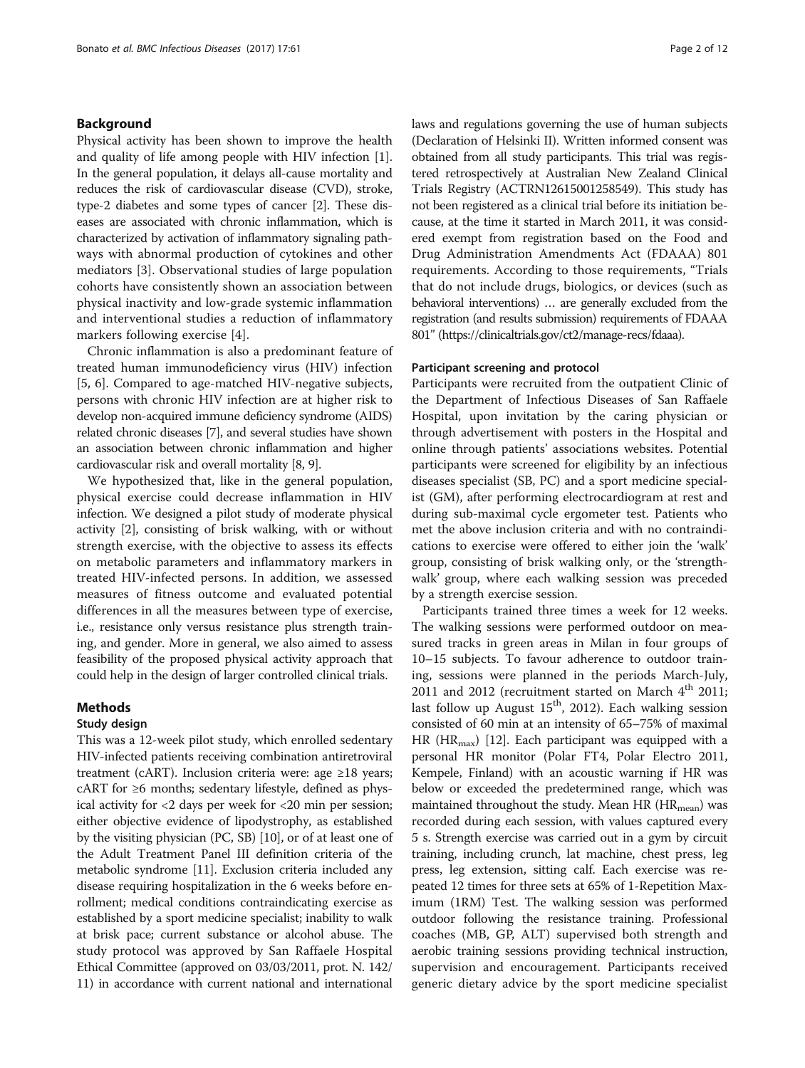## Background

Physical activity has been shown to improve the health and quality of life among people with HIV infection [1]. In the general population, it delays all-cause mortality and reduces the risk of cardiovascular disease (CVD), stroke, type-2 diabetes and some types of cancer [2]. These diseases are associated with chronic inflammation, which is characterized by activation of inflammatory signaling pathways with abnormal production of cytokines and other mediators [3]. Observational studies of large population cohorts have consistently shown an association between physical inactivity and low-grade systemic inflammation and interventional studies a reduction of inflammatory markers following exercise [4].

Chronic inflammation is also a predominant feature of treated human immunodeficiency virus (HIV) infection [5, 6]. Compared to age-matched HIV-negative subjects, persons with chronic HIV infection are at higher risk to develop non-acquired immune deficiency syndrome (AIDS) related chronic diseases [7], and several studies have shown an association between chronic inflammation and higher cardiovascular risk and overall mortality [8, 9].

We hypothesized that, like in the general population, physical exercise could decrease inflammation in HIV infection. We designed a pilot study of moderate physical activity [2], consisting of brisk walking, with or without strength exercise, with the objective to assess its effects on metabolic parameters and inflammatory markers in treated HIV-infected persons. In addition, we assessed measures of fitness outcome and evaluated potential differences in all the measures between type of exercise, i.e., resistance only versus resistance plus strength training, and gender. More in general, we also aimed to assess feasibility of the proposed physical activity approach that could help in the design of larger controlled clinical trials.

## Methods

### Study design

This was a 12-week pilot study, which enrolled sedentary HIV-infected patients receiving combination antiretroviral treatment (cART). Inclusion criteria were: age ≥18 years; cART for ≥6 months; sedentary lifestyle, defined as physical activity for <2 days per week for <20 min per session; either objective evidence of lipodystrophy, as established by the visiting physician (PC, SB) [10], or of at least one of the Adult Treatment Panel III definition criteria of the metabolic syndrome [11]. Exclusion criteria included any disease requiring hospitalization in the 6 weeks before enrollment; medical conditions contraindicating exercise as established by a sport medicine specialist; inability to walk at brisk pace; current substance or alcohol abuse. The study protocol was approved by San Raffaele Hospital Ethical Committee (approved on 03/03/2011, prot. N. 142/11) in accordance with current national and international laws and regulations governing the use of human subjects (Declaration of Helsinki II). Written informed consent was obtained from all study participants. This trial was registered retrospectively at Australian New Zealand Clinical Trials Registry (ACTRN12615001258549). This study has not been registered as a clinical trial before its initiation because, at the time it started in March 2011, it was considered exempt from registration based on the Food and Drug Administration Amendments Act (FDAAA) 801 requirements. According to those requirements, "Trials that do not include drugs, biologics, or devices (such as behavioral interventions) … are generally excluded from the registration (and results submission) requirements of FDAAA 801" (https://clinicaltrials.gov/ct2/manage-recs/fdaaa).

### Participant screening and protocol

Participants were recruited from the outpatient Clinic of the Department of Infectious Diseases of San Raffaele Hospital, upon invitation by the caring physician or through advertisement with posters in the Hospital and online through patients' associations websites. Potential participants were screened for eligibility by an infectious diseases specialist (SB, PC) and a sport medicine specialist (GM), after performing electrocardiogram at rest and during sub-maximal cycle ergometer test. Patients who met the above inclusion criteria and with no contraindications to exercise were offered to either join the 'walk' group, consisting of brisk walking only, or the 'strength-walk' group, where each walking session was preceded by a strength exercise session.

Participants trained three times a week for 12 weeks. The walking sessions were performed outdoor on measured tracks in green areas in Milan in four groups of 10–15 subjects. To favour adherence to outdoor training, sessions were planned in the periods March-July, 2011 and 2012 (recruitment started on March 4th 2011; last follow up August 15th, 2012). Each walking session consisted of 60 min at an intensity of 65–75% of maximal HR ($HR_{max}$) [12]. Each participant was equipped with a personal HR monitor (Polar FT4, Polar Electro 2011, Kempele, Finland) with an acoustic warning if HR was below or exceeded the predetermined range, which was maintained throughout the study. Mean HR ($HR_{mean}$) was recorded during each session, with values captured every 5 s. Strength exercise was carried out in a gym by circuit training, including crunch, lat machine, chest press, leg press, leg extension, sitting calf. Each exercise was repeated 12 times for three sets at 65% of 1-Repetition Maximum (1RM) Test. The walking session was performed outdoor following the resistance training. Professional coaches (MB, GP, ALT) supervised both strength and aerobic training sessions providing technical instruction, supervision and encouragement. Participants received generic dietary advice by the sport medicine specialist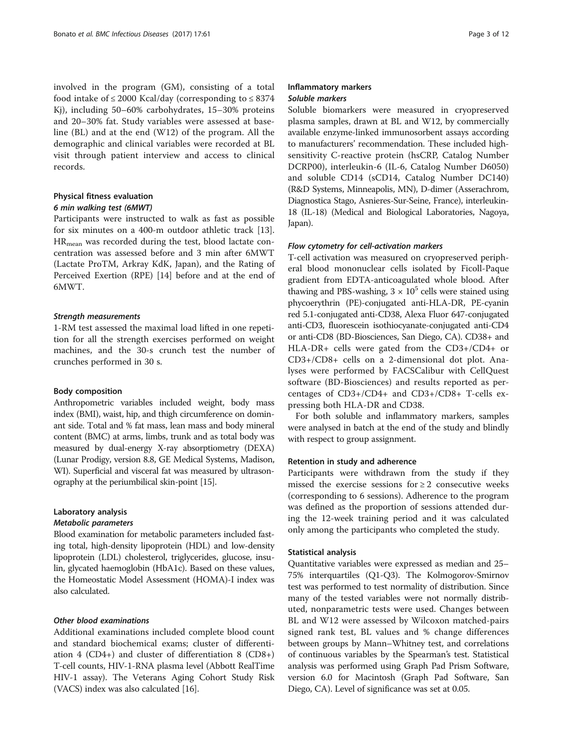involved in the program (GM), consisting of a total food intake of ≤ 2000 Kcal/day (corresponding to ≤ 8374 Kj), including 50–60% carbohydrates, 15–30% proteins and 20–30% fat. Study variables were assessed at baseline (BL) and at the end (W12) of the program. All the demographic and clinical variables were recorded at BL visit through patient interview and access to clinical records.

### Physical fitness evaluation

#### *6 min walking test (6MWT)*

Participants were instructed to walk as fast as possible for six minutes on a 400-m outdoor athletic track [13]. $HR_{mean}$ was recorded during the test, blood lactate concentration was assessed before and 3 min after 6MWT (Lactate ProTM, Arkray KdK, Japan), and the Rating of Perceived Exertion (RPE) [14] before and at the end of 6MWT.

#### *Strength measurements*

1-RM test assessed the maximal load lifted in one repetition for all the strength exercises performed on weight machines, and the 30-s crunch test the number of crunches performed in 30 s.

### Body composition

Anthropometric variables included weight, body mass index (BMI), waist, hip, and thigh circumference on dominant side. Total and % fat mass, lean mass and body mineral content (BMC) at arms, limbs, trunk and as total body was measured by dual-energy X-ray absorptiometry (DEXA) (Lunar Prodigy, version 8.8, GE Medical Systems, Madison, WI). Superficial and visceral fat was measured by ultrasonography at the periumbilical skin-point [15].

### Laboratory analysis

#### *Metabolic parameters*

Blood examination for metabolic parameters included fasting total, high-density lipoprotein (HDL) and low-density lipoprotein (LDL) cholesterol, triglycerides, glucose, insulin, glycated haemoglobin (HbA1c). Based on these values, the Homeostatic Model Assessment (HOMA)-I index was also calculated.

#### *Other blood examinations*

Additional examinations included complete blood count and standard biochemical exams; cluster of differentiation 4 (CD4+) and cluster of differentiation 8 (CD8+) T-cell counts, HIV-1-RNA plasma level (Abbott RealTime HIV-1 assay). The Veterans Aging Cohort Study Risk (VACS) index was also calculated [16].

### Inflammatory markers

#### *Soluble markers*

Soluble biomarkers were measured in cryopreserved plasma samples, drawn at BL and W12, by commercially available enzyme-linked immunosorbent assays according to manufacturers' recommendation. These included high-sensitivity C-reactive protein (hsCRP, Catalog Number DCRP00), interleukin-6 (IL-6, Catalog Number D6050) and soluble CD14 (sCD14, Catalog Number DC140) (R&D Systems, Minneapolis, MN), D-dimer (Asserachrom, Diagnostica Stago, Asnieres-Sur-Seine, France), interleukin-18 (IL-18) (Medical and Biological Laboratories, Nagoya, Japan).

#### *Flow cytometry for cell-activation markers*

T-cell activation was measured on cryopreserved peripheral blood mononuclear cells isolated by Ficoll-Paque gradient from EDTA-anticoagulated whole blood. After thawing and PBS-washing, $3 \times 10^5$ cells were stained using phycoerythrin (PE)-conjugated anti-HLA-DR, PE-cyanin red 5.1-conjugated anti-CD38, Alexa Fluor 647-conjugated anti-CD3, fluorescein isothiocyanate-conjugated anti-CD4 or anti-CD8 (BD-Biosciences, San Diego, CA). CD38+ and HLA-DR+ cells were gated from the CD3+/CD4+ or CD3+/CD8+ cells on a 2-dimensional dot plot. Analyses were performed by FACSCalibur with CellQuest software (BD-Biosciences) and results reported as percentages of CD3+/CD4+ and CD3+/CD8+ T-cells expressing both HLA-DR and CD38.

For both soluble and inflammatory markers, samples were analysed in batch at the end of the study and blindly with respect to group assignment.

### Retention in study and adherence

Participants were withdrawn from the study if they missed the exercise sessions for ≥ 2 consecutive weeks (corresponding to 6 sessions). Adherence to the program was defined as the proportion of sessions attended during the 12-week training period and it was calculated only among the participants who completed the study.

### Statistical analysis

Quantitative variables were expressed as median and 25–75% interquartiles (Q1-Q3). The Kolmogorov-Smirnov test was performed to test normality of distribution. Since many of the tested variables were not normally distributed, nonparametric tests were used. Changes between BL and W12 were assessed by Wilcoxon matched-pairs signed rank test, BL values and % change differences between groups by Mann–Whitney test, and correlations of continuous variables by the Spearman's test. Statistical analysis was performed using Graph Pad Prism Software, version 6.0 for Macintosh (Graph Pad Software, San Diego, CA). Level of significance was set at 0.05.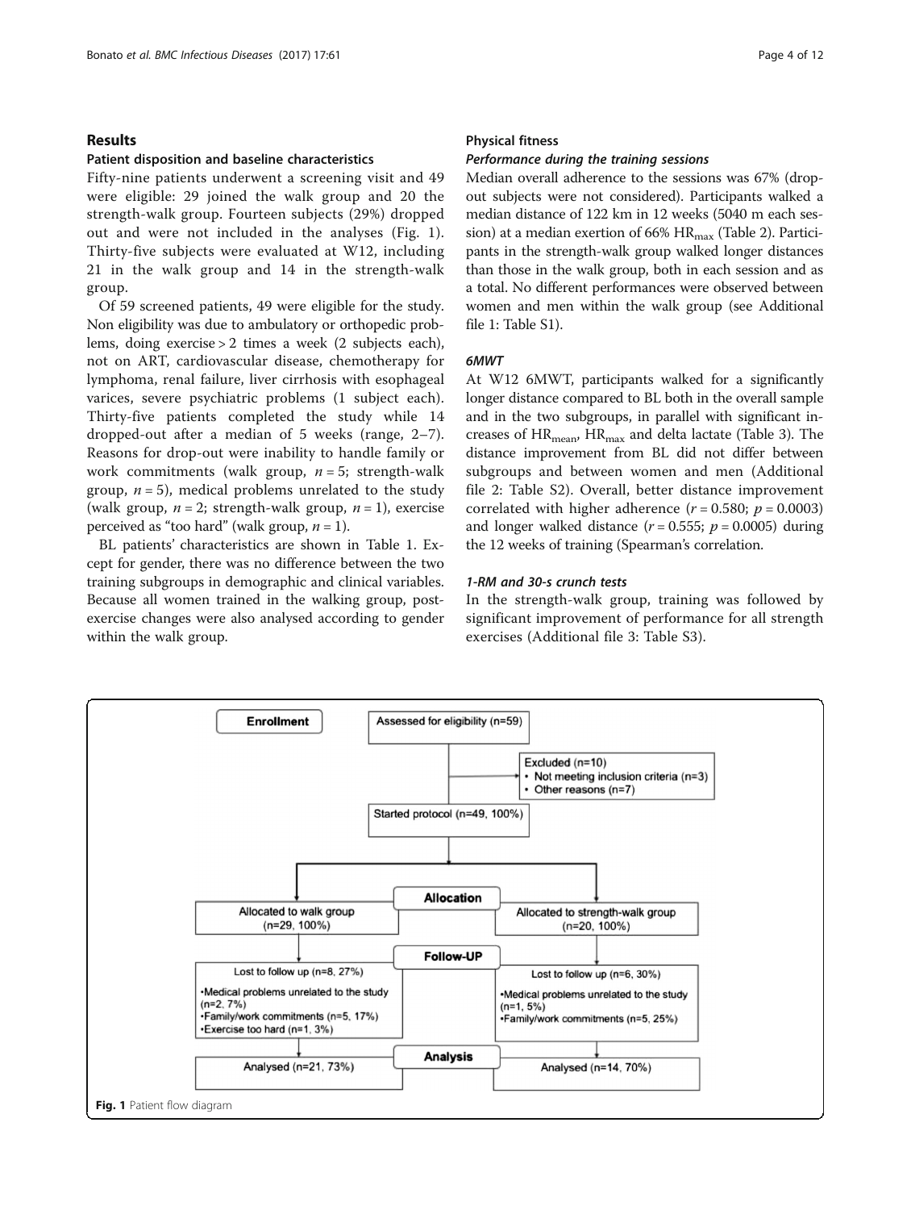## Results

### Patient disposition and baseline characteristics

Fifty-nine patients underwent a screening visit and 49 were eligible: 29 joined the walk group and 20 the strength-walk group. Fourteen subjects (29%) dropped out and were not included in the analyses (Fig. 1). Thirty-five subjects were evaluated at W12, including 21 in the walk group and 14 in the strength-walk group.

Of 59 screened patients, 49 were eligible for the study. Non eligibility was due to ambulatory or orthopedic problems, doing exercise > 2 times a week (2 subjects each), not on ART, cardiovascular disease, chemotherapy for lymphoma, renal failure, liver cirrhosis with esophageal varices, severe psychiatric problems (1 subject each). Thirty-five patients completed the study while 14 dropped-out after a median of 5 weeks (range, 2–7). Reasons for drop-out were inability to handle family or work commitments (walk group, $n = 5$; strength-walk group, $n = 5$), medical problems unrelated to the study (walk group, $n = 2$; strength-walk group, $n = 1$), exercise perceived as "too hard" (walk group, $n = 1$).

BL patients' characteristics are shown in Table 1. Except for gender, there was no difference between the two training subgroups in demographic and clinical variables. Because all women trained in the walking group, post-exercise changes were also analysed according to gender within the walk group.

### Physical fitness

#### *Performance during the training sessions*

Median overall adherence to the sessions was 67% (drop-out subjects were not considered). Participants walked a median distance of 122 km in 12 weeks (5040 m each session) at a median exertion of 66% $HR_{max}$ (Table 2). Participants in the strength-walk group walked longer distances than those in the walk group, both in each session and as a total. No different performances were observed between women and men within the walk group (see Additional file 1: Table S1).

#### *6MWT*

At W12 6MWT, participants walked for a significantly longer distance compared to BL both in the overall sample and in the two subgroups, in parallel with significant increases of $HR_{mean}$, $HR_{max}$ and delta lactate (Table 3). The distance improvement from BL did not differ between subgroups and between women and men (Additional file 2: Table S2). Overall, better distance improvement correlated with higher adherence ($r = 0.580$; $p = 0.0003$) and longer walked distance ($r = 0.555$; $p = 0.0005$) during the 12 weeks of training (Spearman's correlation.

#### *1-RM and 30-s crunch tests*

In the strength-walk group, training was followed by significant improvement of performance for all strength exercises (Additional file 3: Table S3).

**Fig. 1** Patient flow diagram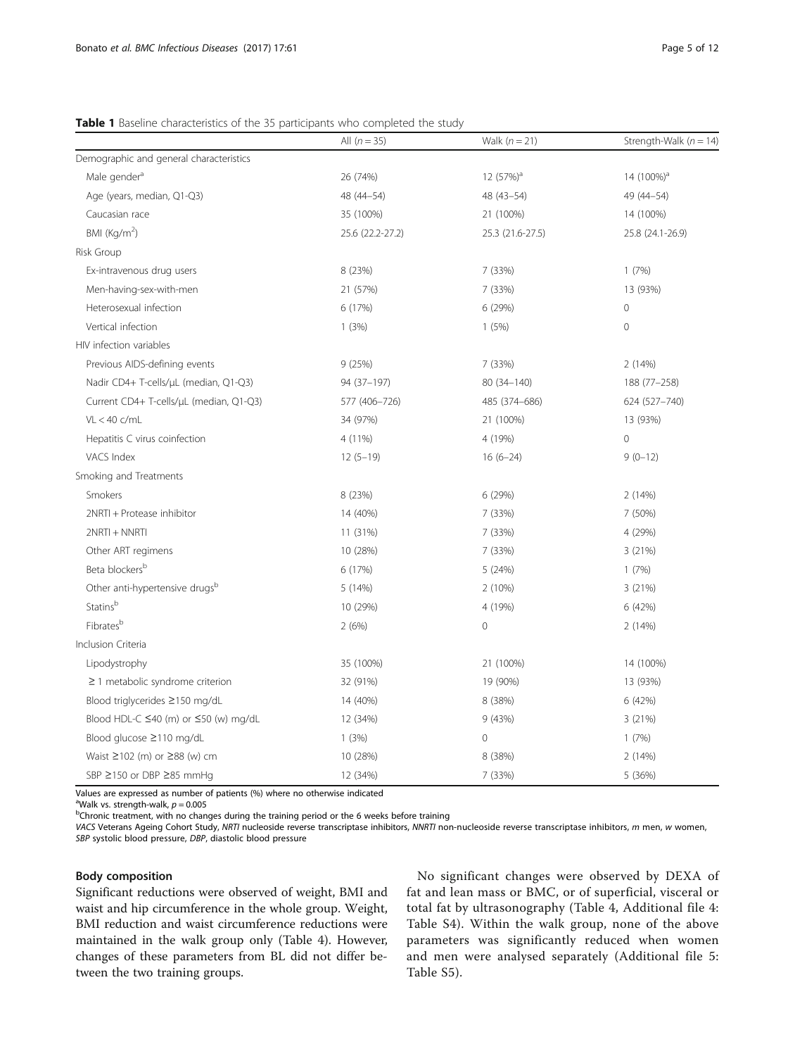**Table 1** Baseline characteristics of the 35 participants who completed the study

| | All (*n* = 35) | Walk (*n* = 21) | Strength-Walk (*n* = 14) |
|---|---|---|---|
| Demographic and general characteristics | | | |
| Male gender[a] | 26 (74%) | 12 (57%)[a] | 14 (100%)[a] |
| Age (years, median, Q1-Q3) | 48 (44–54) | 48 (43–54) | 49 (44–54) |
| Caucasian race | 35 (100%) | 21 (100%) | 14 (100%) |
| BMI (Kg/m$^2$) | 25.6 (22.2-27.2) | 25.3 (21.6-27.5) | 25.8 (24.1-26.9) |
| Risk Group | | | |
| Ex-intravenous drug users | 8 (23%) | 7 (33%) | 1 (7%) |
| Men-having-sex-with-men | 21 (57%) | 7 (33%) | 13 (93%) |
| Heterosexual infection | 6 (17%) | 6 (29%) | 0 |
| Vertical infection | 1 (3%) | 1 (5%) | 0 |
| HIV infection variables | | | |
| Previous AIDS-defining events | 9 (25%) | 7 (33%) | 2 (14%) |
| Nadir CD4+ T-cells/μL (median, Q1-Q3) | 94 (37–197) | 80 (34–140) | 188 (77–258) |
| Current CD4+ T-cells/μL (median, Q1-Q3) | 577 (406–726) | 485 (374–686) | 624 (527–740) |
| VL < 40 c/mL | 34 (97%) | 21 (100%) | 13 (93%) |
| Hepatitis C virus coinfection | 4 (11%) | 4 (19%) | 0 |
| VACS Index | 12 (5–19) | 16 (6–24) | 9 (0–12) |
| Smoking and Treatments | | | |
| Smokers | 8 (23%) | 6 (29%) | 2 (14%) |
| 2NRTI + Protease inhibitor | 14 (40%) | 7 (33%) | 7 (50%) |
| 2NRTI + NNRTI | 11 (31%) | 7 (33%) | 4 (29%) |
| Other ART regimens | 10 (28%) | 7 (33%) | 3 (21%) |
| Beta blockers[b] | 6 (17%) | 5 (24%) | 1 (7%) |
| Other anti-hypertensive drugs[b] | 5 (14%) | 2 (10%) | 3 (21%) |
| Statins[b] | 10 (29%) | 4 (19%) | 6 (42%) |
| Fibrates[b] | 2 (6%) | 0 | 2 (14%) |
| Inclusion Criteria | | | |
| Lipodystrophy | 35 (100%) | 21 (100%) | 14 (100%) |
| ≥ 1 metabolic syndrome criterion | 32 (91%) | 19 (90%) | 13 (93%) |
| Blood triglycerides ≥150 mg/dL | 14 (40%) | 8 (38%) | 6 (42%) |
| Blood HDL-C ≤40 (m) or ≤50 (w) mg/dL | 12 (34%) | 9 (43%) | 3 (21%) |
| Blood glucose ≥110 mg/dL | 1 (3%) | 0 | 1 (7%) |
| Waist ≥102 (m) or ≥88 (w) cm | 10 (28%) | 8 (38%) | 2 (14%) |
| SBP ≥150 or DBP ≥85 mmHg | 12 (34%) | 7 (33%) | 5 (36%) |

Values are expressed as number of patients (%) where no otherwise indicated
[a]Walk vs. strength-walk, $p = 0.005$
[b]Chronic treatment, with no changes during the training period or the 6 weeks before training
*VACS* Veterans Ageing Cohort Study, *NRTI* nucleoside reverse transcriptase inhibitors, *NNRTI* non-nucleoside reverse transcriptase inhibitors, *m* men, *w* women, *SBP* systolic blood pressure, *DBP*, diastolic blood pressure

### Body composition

Significant reductions were observed of weight, BMI and waist and hip circumference in the whole group. Weight, BMI reduction and waist circumference reductions were maintained in the walk group only (Table 4). However, changes of these parameters from BL did not differ between the two training groups.

No significant changes were observed by DEXA of fat and lean mass or BMC, or of superficial, visceral or total fat by ultrasonography (Table 4, Additional file 4: Table S4). Within the walk group, none of the above parameters was significantly reduced when women and men were analysed separately (Additional file 5: Table S5).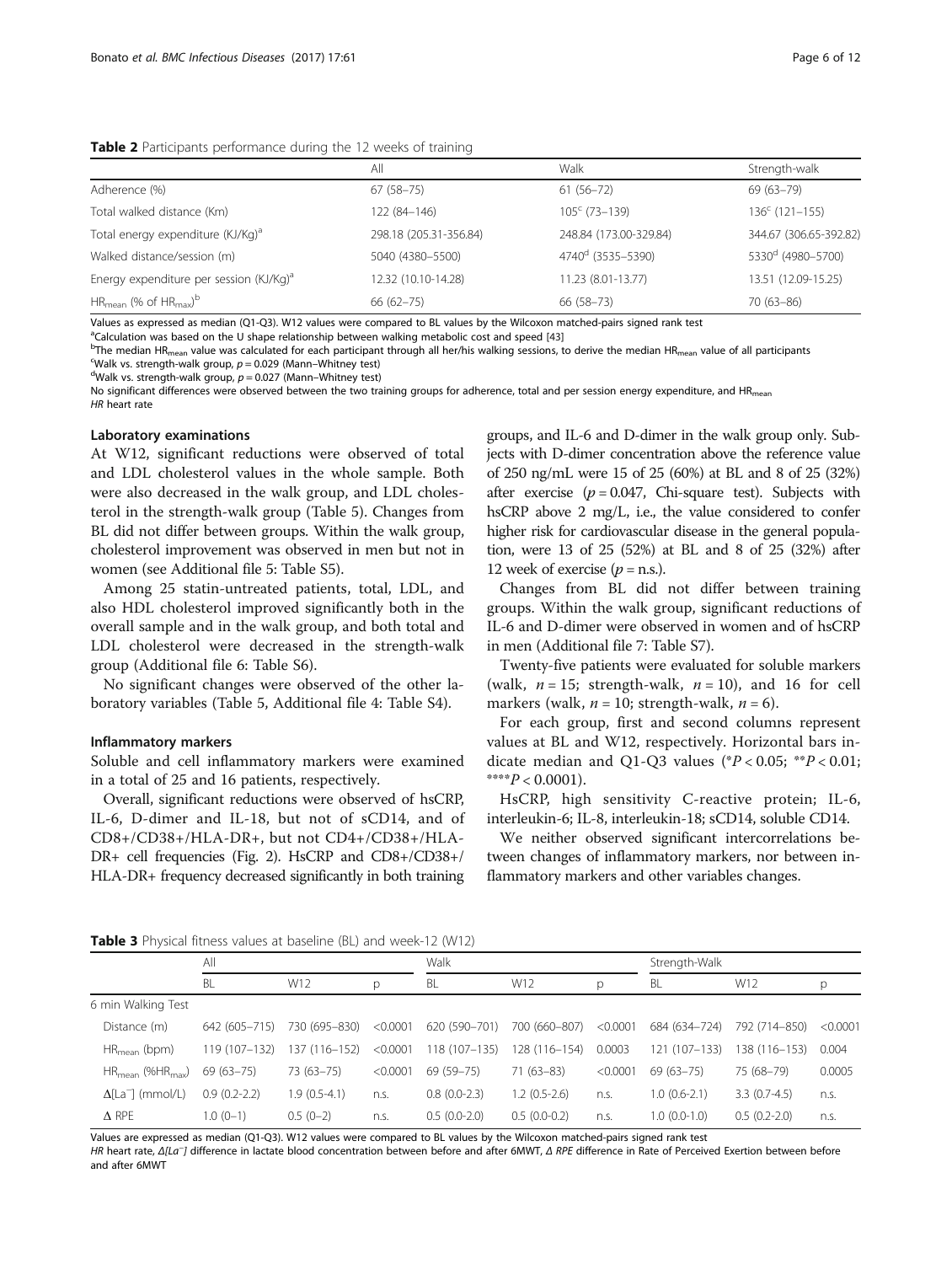**Table 2** Participants performance during the 12 weeks of training

| | All | Walk | Strength-walk |
|---|---|---|---|
| Adherence (%) | 67 (58–75) | 61 (56–72) | 69 (63–79) |
| Total walked distance (Km) | 122 (84–146) | 105[c] (73–139) | 136[c] (121–155) |
| Total energy expenditure (KJ/Kg)[a] | 298.18 (205.31-356.84) | 248.84 (173.00-329.84) | 344.67 (306.65-392.82) |
| Walked distance/session (m) | 5040 (4380–5500) | 4740[d] (3535–5390) | 5330[d] (4980–5700) |
| Energy expenditure per session (KJ/Kg)[a] | 12.32 (10.10-14.28) | 11.23 (8.01-13.77) | 13.51 (12.09-15.25) |
| $HR_{mean}$ (% of $HR_{max}$)[b] | 66 (62–75) | 66 (58–73) | 70 (63–86) |

Values as expressed as median (Q1-Q3). W12 values were compared to BL values by the Wilcoxon matched-pairs signed rank test
[a]Calculation was based on the U shape relationship between walking metabolic cost and speed [43]
[b]The median $HR_{mean}$ value was calculated for each participant through all her/his walking sessions, to derive the median $HR_{mean}$ value of all participants
[c]Walk vs. strength-walk group, $p = 0.029$ (Mann–Whitney test)
[d]Walk vs. strength-walk group, $p = 0.027$ (Mann–Whitney test)
No significant differences were observed between the two training groups for adherence, total and per session energy expenditure, and $HR_{mean}$
*HR* heart rate

#### Laboratory examinations

At W12, significant reductions were observed of total and LDL cholesterol values in the whole sample. Both were also decreased in the walk group, and LDL cholesterol in the strength-walk group (Table 5). Changes from BL did not differ between groups. Within the walk group, cholesterol improvement was observed in men but not in women (see Additional file 5: Table S5).

Among 25 statin-untreated patients, total, LDL, and also HDL cholesterol improved significantly both in the overall sample and in the walk group, and both total and LDL cholesterol were decreased in the strength-walk group (Additional file 6: Table S6).

No significant changes were observed of the other laboratory variables (Table 5, Additional file 4: Table S4).

#### Inflammatory markers

Soluble and cell inflammatory markers were examined in a total of 25 and 16 patients, respectively.

Overall, significant reductions were observed of hsCRP, IL-6, D-dimer and IL-18, but not of sCD14, and of CD8+/CD38+/HLA-DR+, but not CD4+/CD38+/HLA-DR+ cell frequencies (Fig. 2). HsCRP and CD8+/CD38+/HLA-DR+ frequency decreased significantly in both training groups, and IL-6 and D-dimer in the walk group only. Subjects with D-dimer concentration above the reference value of 250 ng/mL were 15 of 25 (60%) at BL and 8 of 25 (32%) after exercise ($p = 0.047$, Chi-square test). Subjects with hsCRP above 2 mg/L, i.e., the value considered to confer higher risk for cardiovascular disease in the general population, were 13 of 25 (52%) at BL and 8 of 25 (32%) after 12 week of exercise ($p$ = n.s.).

Changes from BL did not differ between training groups. Within the walk group, significant reductions of IL-6 and D-dimer were observed in women and of hsCRP in men (Additional file 7: Table S7).

Twenty-five patients were evaluated for soluble markers (walk, $n = 15$; strength-walk, $n = 10$), and 16 for cell markers (walk, $n = 10$; strength-walk, $n = 6$).

For each group, first and second columns represent values at BL and W12, respectively. Horizontal bars indicate median and Q1-Q3 values (*$P < 0.05$; **$P < 0.01$; ****$P < 0.0001$).

HsCRP, high sensitivity C-reactive protein; IL-6, interleukin-6; IL-8, interleukin-18; sCD14, soluble CD14.

We neither observed significant intercorrelations between changes of inflammatory markers, nor between inflammatory markers and other variables changes.

**Table 3** Physical fitness values at baseline (BL) and week-12 (W12)

| | All | | | Walk | | | Strength-Walk | | |
|---|---|---|---|---|---|---|---|---|---|
| | BL | W12 | p | BL | W12 | p | BL | W12 | p |
| 6 min Walking Test | | | | | | | | | |
| Distance (m) | 642 (605–715) | 730 (695–830) | <0.0001 | 620 (590–701) | 700 (660–807) | <0.0001 | 684 (634–724) | 792 (714–850) | <0.0001 |
| $HR_{mean}$ (bpm) | 119 (107–132) | 137 (116–152) | <0.0001 | 118 (107–135) | 128 (116–154) | 0.0003 | 121 (107–133) | 138 (116–153) | 0.004 |
| $HR_{mean}$ (%$HR_{max}$) | 69 (63–75) | 73 (63–75) | <0.0001 | 69 (59–75) | 71 (63–83) | <0.0001 | 69 (63–75) | 75 (68–79) | 0.0005 |
| $\Delta[La^{-}]$ (mmol/L) | 0.9 (0.2-2.2) | 1.9 (0.5-4.1) | n.s. | 0.8 (0.0-2.3) | 1.2 (0.5-2.6) | n.s. | 1.0 (0.6-2.1) | 3.3 (0.7-4.5) | n.s. |
| Δ RPE | 1.0 (0–1) | 0.5 (0–2) | n.s. | 0.5 (0.0-2.0) | 0.5 (0.0-0.2) | n.s. | 1.0 (0.0-1.0) | 0.5 (0.2-2.0) | n.s. |

Values are expressed as median (Q1-Q3). W12 values were compared to BL values by the Wilcoxon matched-pairs signed rank test
*HR* heart rate, *$\Delta[La^{-}]$* difference in lactate blood concentration between before and after 6MWT, *Δ RPE* difference in Rate of Perceived Exertion between before and after 6MWT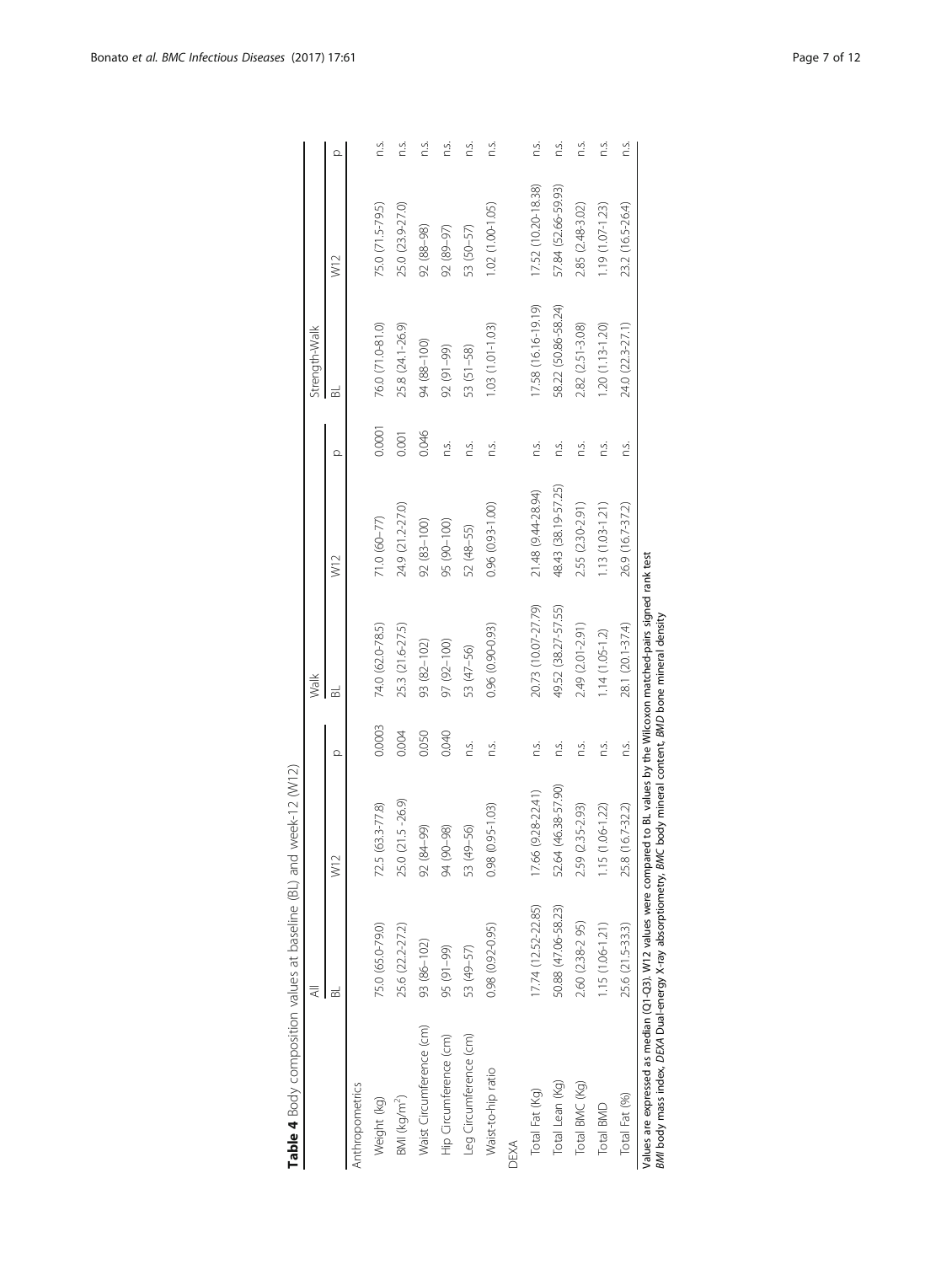**Table 4** Body composition values at baseline (BL) and week-12 (W12)

| | All | | | Walk | | | Strength-Walk | | |
|---|---|---|---|---|---|---|---|---|---|
| | BL | W12 | p | BL | W12 | p | BL | W12 | p |
| Anthropometrics | | | | | | | | | |
| Weight (kg) | 75.0 (65.0-79.0) | 72.5 (63.3-77.8) | 0.0003 | 74.0 (62.0-78.5) | 71.0 (60–77) | 0.0001 | 76.0 (71.0-81.0) | 75.0 (71.5-79.5) | n.s. |
| BMI (kg/m$^2$) | 25.6 (22.2-27.2) | 25.0 (21.5 -26.9) | 0.004 | 25.3 (21.6-27.5) | 24.9 (21.2-27.0) | 0.001 | 25.8 (24.1-26.9) | 25.0 (23.9-27.0) | n.s. |
| Waist Circumference (cm) | 93 (86–102) | 92 (84–99) | 0.050 | 93 (82–102) | 92 (83–100) | 0.046 | 94 (88–100) | 92 (88–98) | n.s. |
| Hip Circumference (cm) | 95 (91–99) | 94 (90–98) | 0.040 | 97 (92–100) | 95 (90–100) | n.s. | 92 (91–99) | 92 (89–97) | n.s. |
| Leg Circumference (cm) | 53 (49–57) | 53 (49–56) | n.s. | 53 (47–56) | 52 (48–55) | n.s. | 53 (51–58) | 53 (50–57) | n.s. |
| Waist-to-hip ratio | 0.98 (0.92-0.95) | 0.98 (0.95-1.03) | n.s. | 0.96 (0.90-0.93) | 0.96 (0.93-1.00) | n.s. | 1.03 (1.01-1.03) | 1.02 (1.00-1.05) | n.s. |
| DEXA | | | | | | | | | |
| Total Fat (Kg) | 17.74 (12.52-22.85) | 17.66 (9.28-22.41) | n.s. | 20.73 (10.07-27.79) | 21.48 (9.44-28.94) | n.s. | 17.58 (16.16-19.19) | 17.52 (10.20-18.38) | n.s. |
| Total Lean (Kg) | 50.88 (47.06-58.23) | 52.64 (46.38-57.90) | n.s. | 49.52 (38.27-57.55) | 48.43 (38.19-57.25) | n.s. | 58.22 (50.86-58.24) | 57.84 (52.66-59.93) | n.s. |
| Total BMC (Kg) | 2.60 (2.38-2 95) | 2.59 (2.35-2.93) | n.s. | 2.49 (2.01-2.91) | 2.55 (2.30-2.91) | n.s. | 2.82 (2.51-3.08) | 2.85 (2.48-3.02) | n.s. |
| Total BMD | 1.15 (1.06-1.21) | 1.15 (1.06-1.22) | n.s. | 1.14 (1.05-1.2) | 1.13 (1.03-1.21) | n.s. | 1.20 (1.13-1.20) | 1.19 (1.07-1.23) | n.s. |
| Total Fat (%) | 25.6 (21.5-33.3) | 25.8 (16.7-32.2) | n.s. | 28.1 (20.1-37.4) | 26.9 (16.7-37.2) | n.s. | 24.0 (22.3-27.1) | 23.2 (16.5-26.4) | n.s. |

Values are expressed as median (Q1-Q3). W12 values were compared to BL values by the Wilcoxon matched-pairs signed rank test
*BMI* body mass index, *DEXA* Dual-energy X-ray absorptiometry, *BMC* body mineral content, *BMD* bone mineral density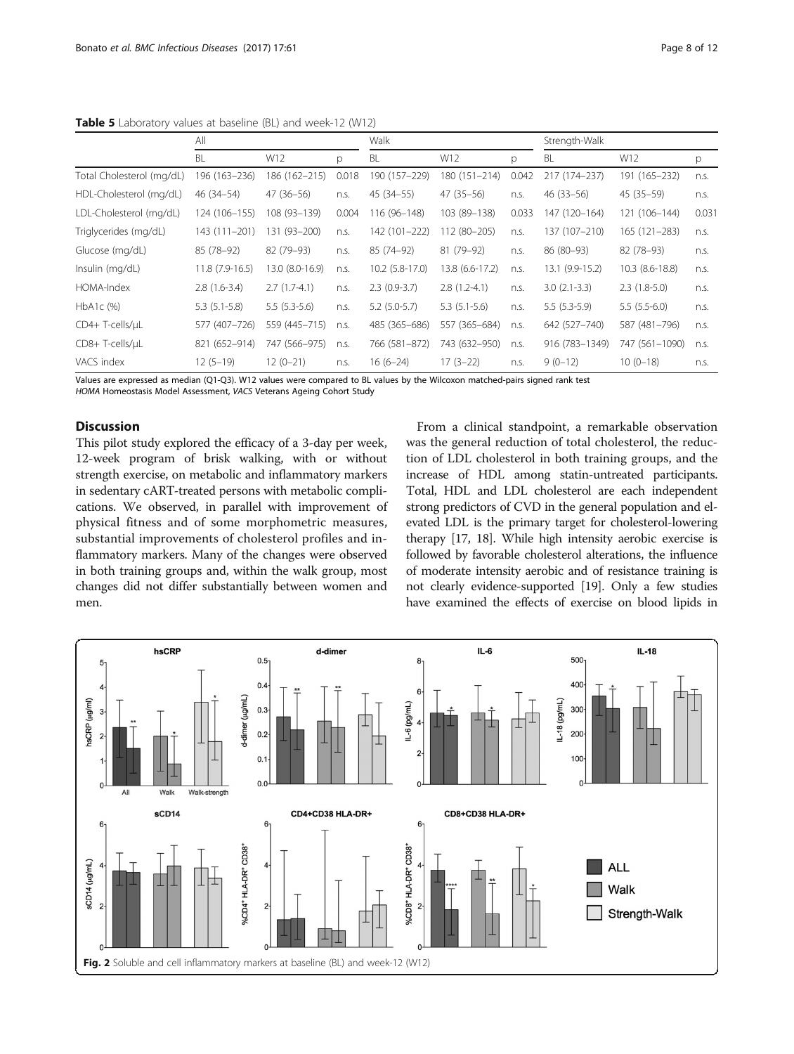**Table 5** Laboratory values at baseline (BL) and week-12 (W12)

| | All | | | Walk | | | Strength-Walk | | |
|---|---|---|---|---|---|---|---|---|---|
| | BL | W12 | p | BL | W12 | p | BL | W12 | p |
| Total Cholesterol (mg/dL) | 196 (163–236) | 186 (162–215) | 0.018 | 190 (157–229) | 180 (151–214) | 0.042 | 217 (174–237) | 191 (165–232) | n.s. |
| HDL-Cholesterol (mg/dL) | 46 (34–54) | 47 (36–56) | n.s. | 45 (34–55) | 47 (35–56) | n.s. | 46 (33–56) | 45 (35–59) | n.s. |
| LDL-Cholesterol (mg/dL) | 124 (106–155) | 108 (93–139) | 0.004 | 116 (96–148) | 103 (89–138) | 0.033 | 147 (120–164) | 121 (106–144) | 0.031 |
| Triglycerides (mg/dL) | 143 (111–201) | 131 (93–200) | n.s. | 142 (101–222) | 112 (80–205) | n.s. | 137 (107–210) | 165 (121–283) | n.s. |
| Glucose (mg/dL) | 85 (78–92) | 82 (79–93) | n.s. | 85 (74–92) | 81 (79–92) | n.s. | 86 (80–93) | 82 (78–93) | n.s. |
| Insulin (mg/dL) | 11.8 (7.9-16.5) | 13.0 (8.0-16.9) | n.s. | 10.2 (5.8-17.0) | 13.8 (6.6-17.2) | n.s. | 13.1 (9.9-15.2) | 10.3 (8.6-18.8) | n.s. |
| HOMA-Index | 2.8 (1.6-3.4) | 2.7 (1.7-4.1) | n.s. | 2.3 (0.9-3.7) | 2.8 (1.2-4.1) | n.s. | 3.0 (2.1-3.3) | 2.3 (1.8-5.0) | n.s. |
| HbA1c (%) | 5.3 (5.1-5.8) | 5.5 (5.3-5.6) | n.s. | 5.2 (5.0-5.7) | 5.3 (5.1-5.6) | n.s. | 5.5 (5.3-5.9) | 5.5 (5.5-6.0) | n.s. |
| CD4+ T-cells/μL | 577 (407–726) | 559 (445–715) | n.s. | 485 (365–686) | 557 (365–684) | n.s. | 642 (527–740) | 587 (481–796) | n.s. |
| CD8+ T-cells/μL | 821 (652–914) | 747 (566–975) | n.s. | 766 (581–872) | 743 (632–950) | n.s. | 916 (783–1349) | 747 (561–1090) | n.s. |
| VACS index | 12 (5–19) | 12 (0–21) | n.s. | 16 (6–24) | 17 (3–22) | n.s. | 9 (0–12) | 10 (0–18) | n.s. |

Values are expressed as median (Q1-Q3). W12 values were compared to BL values by the Wilcoxon matched-pairs signed rank test
*HOMA* Homeostasis Model Assessment, *VACS* Veterans Ageing Cohort Study

## Discussion

This pilot study explored the efficacy of a 3-day per week, 12-week program of brisk walking, with or without strength exercise, on metabolic and inflammatory markers in sedentary cART-treated persons with metabolic complications. We observed, in parallel with improvement of physical fitness and of some morphometric measures, substantial improvements of cholesterol profiles and inflammatory markers. Many of the changes were observed in both training groups and, within the walk group, most changes did not differ substantially between women and men.

From a clinical standpoint, a remarkable observation was the general reduction of total cholesterol, the reduction of LDL cholesterol in both training groups, and the increase of HDL among statin-untreated participants. Total, HDL and LDL cholesterol are each independent strong predictors of CVD in the general population and elevated LDL is the primary target for cholesterol-lowering therapy [17, 18]. While high intensity aerobic exercise is followed by favorable cholesterol alterations, the influence of moderate intensity aerobic and of resistance training is not clearly evidence-supported [19]. Only a few studies have examined the effects of exercise on blood lipids in

**Fig. 2** Soluble and cell inflammatory markers at baseline (BL) and week-12 (W12)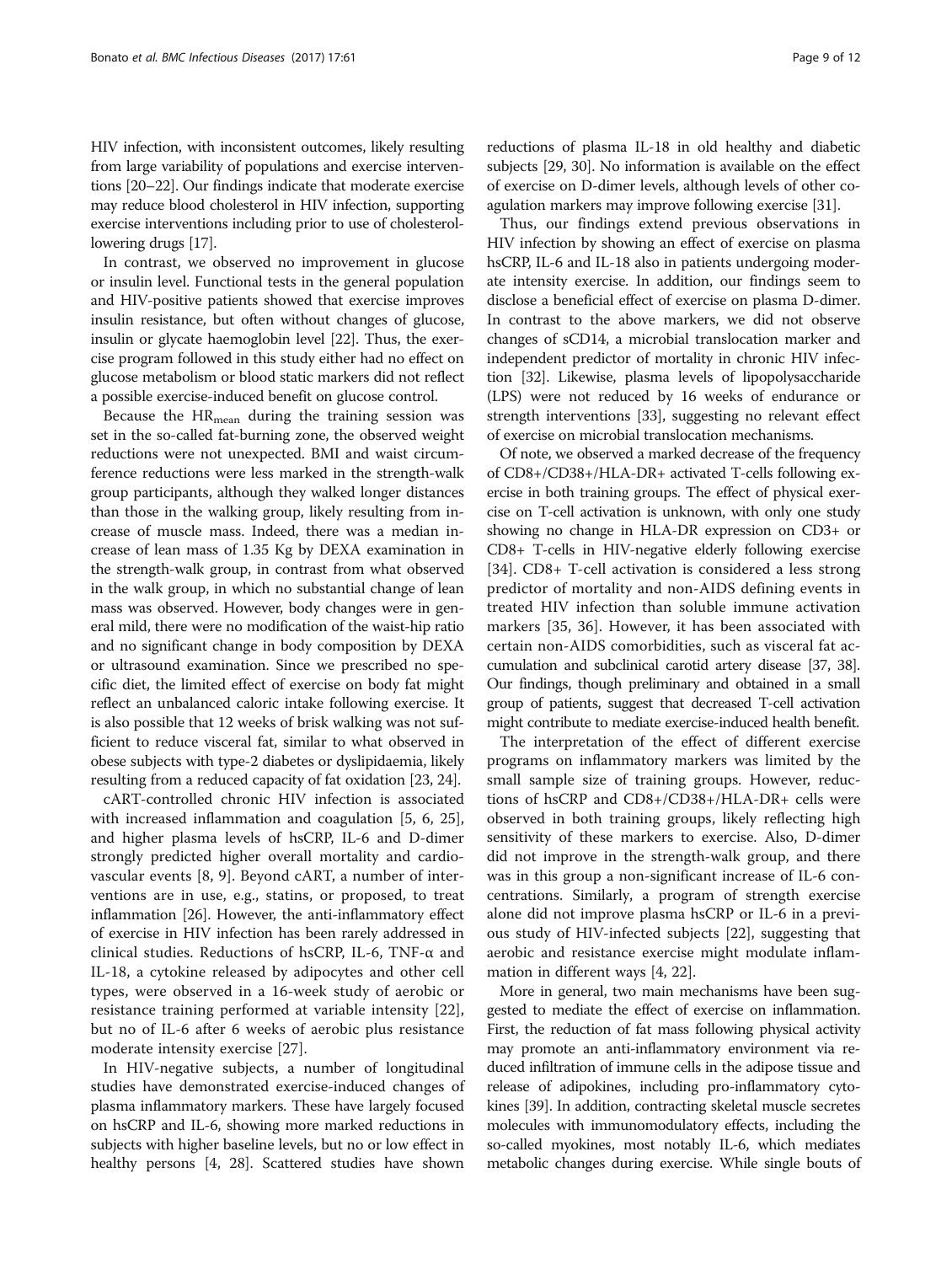HIV infection, with inconsistent outcomes, likely resulting from large variability of populations and exercise interventions [20–22]. Our findings indicate that moderate exercise may reduce blood cholesterol in HIV infection, supporting exercise interventions including prior to use of cholesterol-lowering drugs [17].

In contrast, we observed no improvement in glucose or insulin level. Functional tests in the general population and HIV-positive patients showed that exercise improves insulin resistance, but often without changes of glucose, insulin or glycate haemoglobin level [22]. Thus, the exercise program followed in this study either had no effect on glucose metabolism or blood static markers did not reflect a possible exercise-induced benefit on glucose control.

Because the $HR_{mean}$ during the training session was set in the so-called fat-burning zone, the observed weight reductions were not unexpected. BMI and waist circumference reductions were less marked in the strength-walk group participants, although they walked longer distances than those in the walking group, likely resulting from increase of muscle mass. Indeed, there was a median increase of lean mass of 1.35 Kg by DEXA examination in the strength-walk group, in contrast from what observed in the walk group, in which no substantial change of lean mass was observed. However, body changes were in general mild, there were no modification of the waist-hip ratio and no significant change in body composition by DEXA or ultrasound examination. Since we prescribed no specific diet, the limited effect of exercise on body fat might reflect an unbalanced caloric intake following exercise. It is also possible that 12 weeks of brisk walking was not sufficient to reduce visceral fat, similar to what observed in obese subjects with type-2 diabetes or dyslipidaemia, likely resulting from a reduced capacity of fat oxidation [23, 24].

cART-controlled chronic HIV infection is associated with increased inflammation and coagulation [5, 6, 25], and higher plasma levels of hsCRP, IL-6 and D-dimer strongly predicted higher overall mortality and cardiovascular events [8, 9]. Beyond cART, a number of interventions are in use, e.g., statins, or proposed, to treat inflammation [26]. However, the anti-inflammatory effect of exercise in HIV infection has been rarely addressed in clinical studies. Reductions of hsCRP, IL-6, TNF-α and IL-18, a cytokine released by adipocytes and other cell types, were observed in a 16-week study of aerobic or resistance training performed at variable intensity [22], but no of IL-6 after 6 weeks of aerobic plus resistance moderate intensity exercise [27].

In HIV-negative subjects, a number of longitudinal studies have demonstrated exercise-induced changes of plasma inflammatory markers. These have largely focused on hsCRP and IL-6, showing more marked reductions in subjects with higher baseline levels, but no or low effect in healthy persons [4, 28]. Scattered studies have shown reductions of plasma IL-18 in old healthy and diabetic subjects [29, 30]. No information is available on the effect of exercise on D-dimer levels, although levels of other coagulation markers may improve following exercise [31].

Thus, our findings extend previous observations in HIV infection by showing an effect of exercise on plasma hsCRP, IL-6 and IL-18 also in patients undergoing moderate intensity exercise. In addition, our findings seem to disclose a beneficial effect of exercise on plasma D-dimer. In contrast to the above markers, we did not observe changes of sCD14, a microbial translocation marker and independent predictor of mortality in chronic HIV infection [32]. Likewise, plasma levels of lipopolysaccharide (LPS) were not reduced by 16 weeks of endurance or strength interventions [33], suggesting no relevant effect of exercise on microbial translocation mechanisms.

Of note, we observed a marked decrease of the frequency of CD8+/CD38+/HLA-DR+ activated T-cells following exercise in both training groups. The effect of physical exercise on T-cell activation is unknown, with only one study showing no change in HLA-DR expression on CD3+ or CD8+ T-cells in HIV-negative elderly following exercise [34]. CD8+ T-cell activation is considered a less strong predictor of mortality and non-AIDS defining events in treated HIV infection than soluble immune activation markers [35, 36]. However, it has been associated with certain non-AIDS comorbidities, such as visceral fat accumulation and subclinical carotid artery disease [37, 38]. Our findings, though preliminary and obtained in a small group of patients, suggest that decreased T-cell activation might contribute to mediate exercise-induced health benefit.

The interpretation of the effect of different exercise programs on inflammatory markers was limited by the small sample size of training groups. However, reductions of hsCRP and CD8+/CD38+/HLA-DR+ cells were observed in both training groups, likely reflecting high sensitivity of these markers to exercise. Also, D-dimer did not improve in the strength-walk group, and there was in this group a non-significant increase of IL-6 concentrations. Similarly, a program of strength exercise alone did not improve plasma hsCRP or IL-6 in a previous study of HIV-infected subjects [22], suggesting that aerobic and resistance exercise might modulate inflammation in different ways [4, 22].

More in general, two main mechanisms have been suggested to mediate the effect of exercise on inflammation. First, the reduction of fat mass following physical activity may promote an anti-inflammatory environment via reduced infiltration of immune cells in the adipose tissue and release of adipokines, including pro-inflammatory cytokines [39]. In addition, contracting skeletal muscle secretes molecules with immunomodulatory effects, including the so-called myokines, most notably IL-6, which mediates metabolic changes during exercise. While single bouts of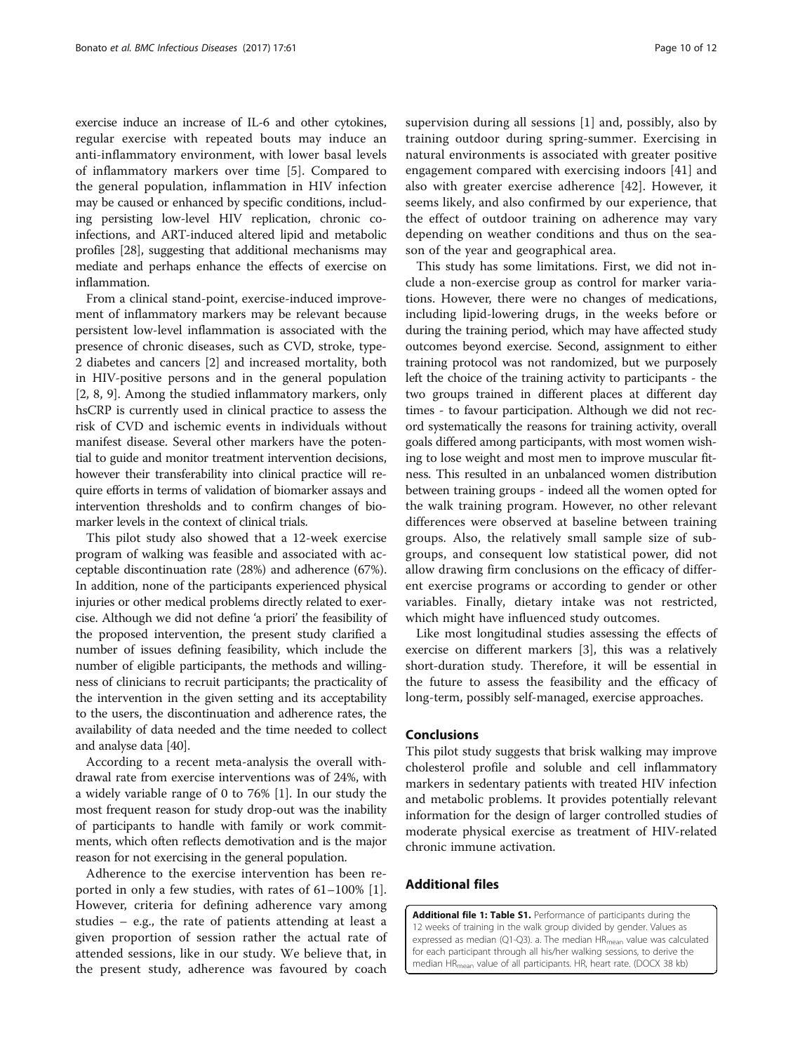exercise induce an increase of IL-6 and other cytokines, regular exercise with repeated bouts may induce an anti-inflammatory environment, with lower basal levels of inflammatory markers over time [5]. Compared to the general population, inflammation in HIV infection may be caused or enhanced by specific conditions, including persisting low-level HIV replication, chronic coinfections, and ART-induced altered lipid and metabolic profiles [28], suggesting that additional mechanisms may mediate and perhaps enhance the effects of exercise on inflammation.

From a clinical stand-point, exercise-induced improvement of inflammatory markers may be relevant because persistent low-level inflammation is associated with the presence of chronic diseases, such as CVD, stroke, type-2 diabetes and cancers [2] and increased mortality, both in HIV-positive persons and in the general population [2, 8, 9]. Among the studied inflammatory markers, only hsCRP is currently used in clinical practice to assess the risk of CVD and ischemic events in individuals without manifest disease. Several other markers have the potential to guide and monitor treatment intervention decisions, however their transferability into clinical practice will require efforts in terms of validation of biomarker assays and intervention thresholds and to confirm changes of biomarker levels in the context of clinical trials.

This pilot study also showed that a 12-week exercise program of walking was feasible and associated with acceptable discontinuation rate (28%) and adherence (67%). In addition, none of the participants experienced physical injuries or other medical problems directly related to exercise. Although we did not define 'a priori' the feasibility of the proposed intervention, the present study clarified a number of issues defining feasibility, which include the number of eligible participants, the methods and willingness of clinicians to recruit participants; the practicality of the intervention in the given setting and its acceptability to the users, the discontinuation and adherence rates, the availability of data needed and the time needed to collect and analyse data [40].

According to a recent meta-analysis the overall withdrawal rate from exercise interventions was of 24%, with a widely variable range of 0 to 76% [1]. In our study the most frequent reason for study drop-out was the inability of participants to handle with family or work commitments, which often reflects demotivation and is the major reason for not exercising in the general population.

Adherence to the exercise intervention has been reported in only a few studies, with rates of 61–100% [1]. However, criteria for defining adherence vary among studies – e.g., the rate of patients attending at least a given proportion of session rather the actual rate of attended sessions, like in our study. We believe that, in the present study, adherence was favoured by coach supervision during all sessions [1] and, possibly, also by training outdoor during spring-summer. Exercising in natural environments is associated with greater positive engagement compared with exercising indoors [41] and also with greater exercise adherence [42]. However, it seems likely, and also confirmed by our experience, that the effect of outdoor training on adherence may vary depending on weather conditions and thus on the season of the year and geographical area.

This study has some limitations. First, we did not include a non-exercise group as control for marker variations. However, there were no changes of medications, including lipid-lowering drugs, in the weeks before or during the training period, which may have affected study outcomes beyond exercise. Second, assignment to either training protocol was not randomized, but we purposely left the choice of the training activity to participants - the two groups trained in different places at different day times - to favour participation. Although we did not record systematically the reasons for training activity, overall goals differed among participants, with most women wishing to lose weight and most men to improve muscular fitness. This resulted in an unbalanced women distribution between training groups - indeed all the women opted for the walk training program. However, no other relevant differences were observed at baseline between training groups. Also, the relatively small sample size of subgroups, and consequent low statistical power, did not allow drawing firm conclusions on the efficacy of different exercise programs or according to gender or other variables. Finally, dietary intake was not restricted, which might have influenced study outcomes.

Like most longitudinal studies assessing the effects of exercise on different markers [3], this was a relatively short-duration study. Therefore, it will be essential in the future to assess the feasibility and the efficacy of long-term, possibly self-managed, exercise approaches.

## Conclusions

This pilot study suggests that brisk walking may improve cholesterol profile and soluble and cell inflammatory markers in sedentary patients with treated HIV infection and metabolic problems. It provides potentially relevant information for the design of larger controlled studies of moderate physical exercise as treatment of HIV-related chronic immune activation.

## Additional files

**Additional file 1: Table S1.** Performance of participants during the 12 weeks of training in the walk group divided by gender. Values as expressed as median (Q1-Q3). a. The median $HR_{mean}$ value was calculated for each participant through all his/her walking sessions, to derive the median $HR_{mean}$ value of all participants. HR, heart rate. (DOCX 38 kb)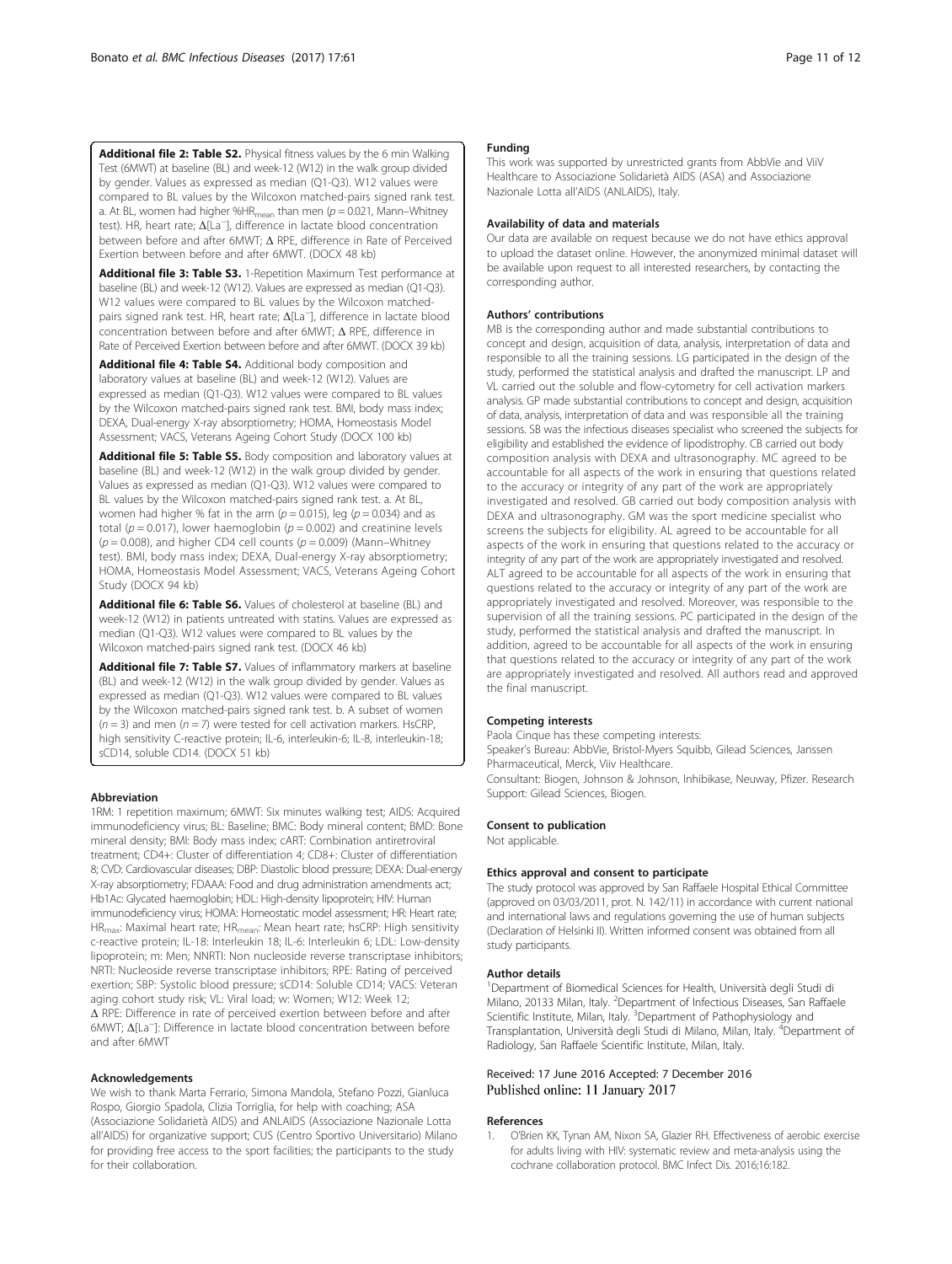**Additional file 2: Table S2.** Physical fitness values by the 6 min Walking Test (6MWT) at baseline (BL) and week-12 (W12) in the walk group divided by gender. Values as expressed as median (Q1-Q3). W12 values were compared to BL values by the Wilcoxon matched-pairs signed rank test. a. At BL, women had higher %$HR_{mean}$ than men ($p = 0.021$, Mann–Whitney test). HR, heart rate; Δ[La⁻], difference in lactate blood concentration between before and after 6MWT; Δ RPE, difference in Rate of Perceived Exertion between before and after 6MWT. (DOCX 48 kb)

**Additional file 3: Table S3.** 1-Repetition Maximum Test performance at baseline (BL) and week-12 (W12). Values are expressed as median (Q1-Q3). W12 values were compared to BL values by the Wilcoxon matched-pairs signed rank test. HR, heart rate; Δ[La⁻], difference in lactate blood concentration between before and after 6MWT; Δ RPE, difference in Rate of Perceived Exertion between before and after 6MWT. (DOCX 39 kb)

**Additional file 4: Table S4.** Additional body composition and laboratory values at baseline (BL) and week-12 (W12). Values are expressed as median (Q1-Q3). W12 values were compared to BL values by the Wilcoxon matched-pairs signed rank test. BMI, body mass index; DEXA, Dual-energy X-ray absorptiometry; HOMA, Homeostasis Model Assessment; VACS, Veterans Ageing Cohort Study (DOCX 100 kb)

**Additional file 5: Table S5.** Body composition and laboratory values at baseline (BL) and week-12 (W12) in the walk group divided by gender. Values as expressed as median (Q1-Q3). W12 values were compared to BL values by the Wilcoxon matched-pairs signed rank test. a. At BL, women had higher % fat in the arm ($p = 0.015$), leg ($p = 0.034$) and as total ($p = 0.017$), lower haemoglobin ($p = 0.002$) and creatinine levels ($p = 0.008$), and higher CD4 cell counts ($p = 0.009$) (Mann–Whitney test). BMI, body mass index; DEXA, Dual-energy X-ray absorptiometry; HOMA, Homeostasis Model Assessment; VACS, Veterans Ageing Cohort Study (DOCX 94 kb)

**Additional file 6: Table S6.** Values of cholesterol at baseline (BL) and week-12 (W12) in patients untreated with statins. Values are expressed as median (Q1-Q3). W12 values were compared to BL values by the Wilcoxon matched-pairs signed rank test. (DOCX 46 kb)

**Additional file 7: Table S7.** Values of inflammatory markers at baseline (BL) and week-12 (W12) in the walk group divided by gender. Values as expressed as median (Q1-Q3). W12 values were compared to BL values by the Wilcoxon matched-pairs signed rank test. b. A subset of women ($n = 3$) and men ($n = 7$) were tested for cell activation markers. HsCRP, high sensitivity C-reactive protein; IL-6, interleukin-6; IL-8, interleukin-18; sCD14, soluble CD14. (DOCX 51 kb)

### Abbreviation

1RM: 1 repetition maximum; 6MWT: Six minutes walking test; AIDS: Acquired immunodeficiency virus; BL: Baseline; BMC: Body mineral content; BMD: Bone mineral density; BMI: Body mass index; cART: Combination antiretroviral treatment; CD4+: Cluster of differentiation 4; CD8+: Cluster of differentiation 8; CVD: Cardiovascular diseases; DBP: Diastolic blood pressure; DEXA: Dual-energy X-ray absorptiometry; FDAAA: Food and drug administration amendments act; Hb1Ac: Glycated haemoglobin; HDL: High-density lipoprotein; HIV: Human immunodeficiency virus; HOMA: Homeostatic model assessment; HR: Heart rate; $HR_{max}$: Maximal heart rate; $HR_{mean}$: Mean heart rate; hsCRP: High sensitivity c-reactive protein; IL-18: Interleukin 18; IL-6: Interleukin 6; LDL: Low-density lipoprotein; m: Men; NNRTI: Non nucleoside reverse transcriptase inhibitors; NRTI: Nucleoside reverse transcriptase inhibitors; RPE: Rating of perceived exertion; SBP: Systolic blood pressure; sCD14: Soluble CD14; VACS: Veteran aging cohort study risk; VL: Viral load; w: Women; W12: Week 12; Δ RPE: Difference in rate of perceived exertion between before and after 6MWT; Δ[La⁻]: Difference in lactate blood concentration between before and after 6MWT

### Acknowledgements

We wish to thank Marta Ferrario, Simona Mandola, Stefano Pozzi, Gianluca Rospo, Giorgio Spadola, Clizia Torriglia, for help with coaching; ASA (Associazione Solidarietà AIDS) and ANLAIDS (Associazione Nazionale Lotta all'AIDS) for organizative support; CUS (Centro Sportivo Universitario) Milano for providing free access to the sport facilities; the participants to the study for their collaboration.

### Funding

This work was supported by unrestricted grants from AbbVie and ViiV Healthcare to Associazione Solidarietà AIDS (ASA) and Associazione Nazionale Lotta all'AIDS (ANLAIDS), Italy.

### Availability of data and materials

Our data are available on request because we do not have ethics approval to upload the dataset online. However, the anonymized minimal dataset will be available upon request to all interested researchers, by contacting the corresponding author.

### Authors' contributions

MB is the corresponding author and made substantial contributions to concept and design, acquisition of data, analysis, interpretation of data and responsible to all the training sessions. LG participated in the design of the study, performed the statistical analysis and drafted the manuscript. LP and VL carried out the soluble and flow-cytometry for cell activation markers analysis. GP made substantial contributions to concept and design, acquisition of data, analysis, interpretation of data and was responsible all the training sessions. SB was the infectious diseases specialist who screened the subjects for eligibility and established the evidence of lipodistrophy. CB carried out body composition analysis with DEXA and ultrasonography. MC agreed to be accountable for all aspects of the work in ensuring that questions related to the accuracy or integrity of any part of the work are appropriately investigated and resolved. GB carried out body composition analysis with DEXA and ultrasonography. GM was the sport medicine specialist who screens the subjects for eligibility. AL agreed to be accountable for all aspects of the work in ensuring that questions related to the accuracy or integrity of any part of the work are appropriately investigated and resolved. ALT agreed to be accountable for all aspects of the work in ensuring that questions related to the accuracy or integrity of any part of the work are appropriately investigated and resolved. Moreover, was responsible to the supervision of all the training sessions. PC participated in the design of the study, performed the statistical analysis and drafted the manuscript. In addition, agreed to be accountable for all aspects of the work in ensuring that questions related to the accuracy or integrity of any part of the work are appropriately investigated and resolved. All authors read and approved the final manuscript.

### Competing interests

Paola Cinque has these competing interests:
Speaker's Bureau: AbbVie, Bristol-Myers Squibb, Gilead Sciences, Janssen Pharmaceutical, Merck, Viiv Healthcare.
Consultant: Biogen, Johnson & Johnson, Inhibikase, Neuway, Pfizer. Research Support: Gilead Sciences, Biogen.

### Consent to publication

Not applicable.

### Ethics approval and consent to participate

The study protocol was approved by San Raffaele Hospital Ethical Committee (approved on 03/03/2011, prot. N. 142/11) in accordance with current national and international laws and regulations governing the use of human subjects (Declaration of Helsinki II). Written informed consent was obtained from all study participants.

### Author details

[1]Department of Biomedical Sciences for Health, Università degli Studi di Milano, 20133 Milan, Italy. [2]Department of Infectious Diseases, San Raffaele Scientific Institute, Milan, Italy. [3]Department of Pathophysiology and Transplantation, Università degli Studi di Milano, Milan, Italy. [4]Department of Radiology, San Raffaele Scientific Institute, Milan, Italy.

Received: 17 June 2016 Accepted: 7 December 2016
Published online: 11 January 2017

### References

1. O'Brien KK, Tynan AM, Nixon SA, Glazier RH. Effectiveness of aerobic exercise for adults living with HIV: systematic review and meta-analysis using the cochrane collaboration protocol. BMC Infect Dis. 2016;16:182.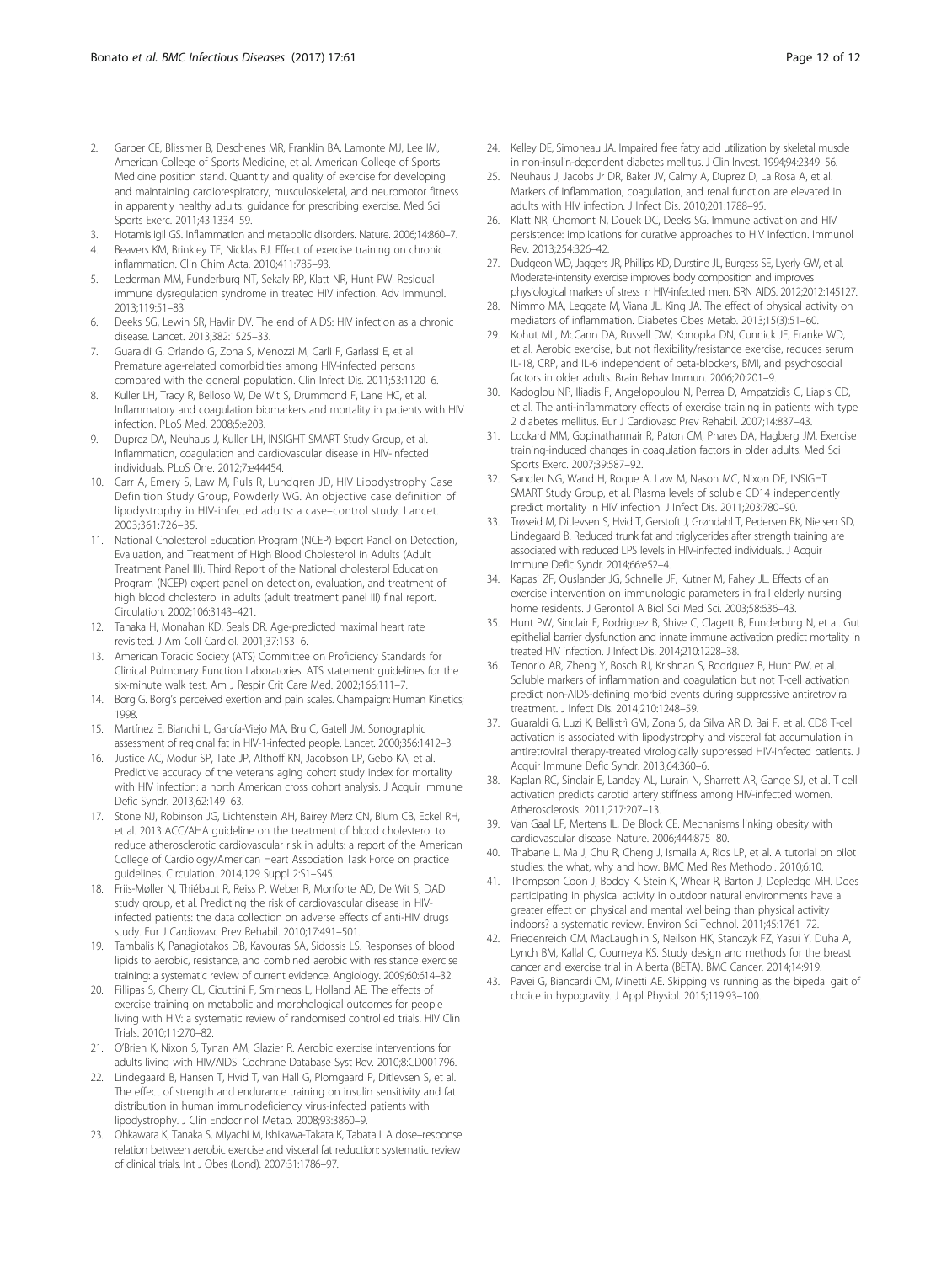2. Garber CE, Blissmer B, Deschenes MR, Franklin BA, Lamonte MJ, Lee IM, American College of Sports Medicine, et al. American College of Sports Medicine position stand. Quantity and quality of exercise for developing and maintaining cardiorespiratory, musculoskeletal, and neuromotor fitness in apparently healthy adults: guidance for prescribing exercise. Med Sci Sports Exerc. 2011;43:1334–59.
3. Hotamisligil GS. Inflammation and metabolic disorders. Nature. 2006;14:860–7.
4. Beavers KM, Brinkley TE, Nicklas BJ. Effect of exercise training on chronic inflammation. Clin Chim Acta. 2010;411:785–93.
5. Lederman MM, Funderburg NT, Sekaly RP, Klatt NR, Hunt PW. Residual immune dysregulation syndrome in treated HIV infection. Adv Immunol. 2013;119:51–83.
6. Deeks SG, Lewin SR, Havlir DV. The end of AIDS: HIV infection as a chronic disease. Lancet. 2013;382:1525–33.
7. Guaraldi G, Orlando G, Zona S, Menozzi M, Carli F, Garlassi E, et al. Premature age-related comorbidities among HIV-infected persons compared with the general population. Clin Infect Dis. 2011;53:1120–6.
8. Kuller LH, Tracy R, Belloso W, De Wit S, Drummond F, Lane HC, et al. Inflammatory and coagulation biomarkers and mortality in patients with HIV infection. PLoS Med. 2008;5:e203.
9. Duprez DA, Neuhaus J, Kuller LH, INSIGHT SMART Study Group, et al. Inflammation, coagulation and cardiovascular disease in HIV-infected individuals. PLoS One. 2012;7:e44454.
10. Carr A, Emery S, Law M, Puls R, Lundgren JD, HIV Lipodystrophy Case Definition Study Group, Powderly WG. An objective case definition of lipodystrophy in HIV-infected adults: a case–control study. Lancet. 2003;361:726–35.
11. National Cholesterol Education Program (NCEP) Expert Panel on Detection, Evaluation, and Treatment of High Blood Cholesterol in Adults (Adult Treatment Panel III). Third Report of the National cholesterol Education Program (NCEP) expert panel on detection, evaluation, and treatment of high blood cholesterol in adults (adult treatment panel III) final report. Circulation. 2002;106:3143–421.
12. Tanaka H, Monahan KD, Seals DR. Age-predicted maximal heart rate revisited. J Am Coll Cardiol. 2001;37:153–6.
13. American Toracic Society (ATS) Committee on Proficiency Standards for Clinical Pulmonary Function Laboratories. ATS statement: guidelines for the six-minute walk test. Am J Respir Crit Care Med. 2002;166:111–7.
14. Borg G. Borg's perceived exertion and pain scales. Champaign: Human Kinetics; 1998.
15. Martínez E, Bianchi L, García-Viejo MA, Bru C, Gatell JM. Sonographic assessment of regional fat in HIV-1-infected people. Lancet. 2000;356:1412–3.
16. Justice AC, Modur SP, Tate JP, Althoff KN, Jacobson LP, Gebo KA, et al. Predictive accuracy of the veterans aging cohort study index for mortality with HIV infection: a north American cross cohort analysis. J Acquir Immune Defic Syndr. 2013;62:149–63.
17. Stone NJ, Robinson JG, Lichtenstein AH, Bairey Merz CN, Blum CB, Eckel RH, et al. 2013 ACC/AHA guideline on the treatment of blood cholesterol to reduce atherosclerotic cardiovascular risk in adults: a report of the American College of Cardiology/American Heart Association Task Force on practice guidelines. Circulation. 2014;129 Suppl 2:S1–S45.
18. Friis-Møller N, Thiébaut R, Reiss P, Weber R, Monforte AD, De Wit S, DAD study group, et al. Predicting the risk of cardiovascular disease in HIV-infected patients: the data collection on adverse effects of anti-HIV drugs study. Eur J Cardiovasc Prev Rehabil. 2010;17:491–501.
19. Tambalis K, Panagiotakos DB, Kavouras SA, Sidossis LS. Responses of blood lipids to aerobic, resistance, and combined aerobic with resistance exercise training: a systematic review of current evidence. Angiology. 2009;60:614–32.
20. Fillipas S, Cherry CL, Cicuttini F, Smirneos L, Holland AE. The effects of exercise training on metabolic and morphological outcomes for people living with HIV: a systematic review of randomised controlled trials. HIV Clin Trials. 2010;11:270–82.
21. O'Brien K, Nixon S, Tynan AM, Glazier R. Aerobic exercise interventions for adults living with HIV/AIDS. Cochrane Database Syst Rev. 2010;8:CD001796.
22. Lindegaard B, Hansen T, Hvid T, van Hall G, Plomgaard P, Ditlevsen S, et al. The effect of strength and endurance training on insulin sensitivity and fat distribution in human immunodeficiency virus-infected patients with lipodystrophy. J Clin Endocrinol Metab. 2008;93:3860–9.
23. Ohkawara K, Tanaka S, Miyachi M, Ishikawa-Takata K, Tabata I. A dose–response relation between aerobic exercise and visceral fat reduction: systematic review of clinical trials. Int J Obes (Lond). 2007;31:1786–97.
24. Kelley DE, Simoneau JA. Impaired free fatty acid utilization by skeletal muscle in non-insulin-dependent diabetes mellitus. J Clin Invest. 1994;94:2349–56.
25. Neuhaus J, Jacobs Jr DR, Baker JV, Calmy A, Duprez D, La Rosa A, et al. Markers of inflammation, coagulation, and renal function are elevated in adults with HIV infection. J Infect Dis. 2010;201:1788–95.
26. Klatt NR, Chomont N, Douek DC, Deeks SG. Immune activation and HIV persistence: implications for curative approaches to HIV infection. Immunol Rev. 2013;254:326–42.
27. Dudgeon WD, Jaggers JR, Phillips KD, Durstine JL, Burgess SE, Lyerly GW, et al. Moderate-intensity exercise improves body composition and improves physiological markers of stress in HIV-infected men. ISRN AIDS. 2012;2012:145127.
28. Nimmo MA, Leggate M, Viana JL, King JA. The effect of physical activity on mediators of inflammation. Diabetes Obes Metab. 2013;15(3):51–60.
29. Kohut ML, McCann DA, Russell DW, Konopka DN, Cunnick JE, Franke WD, et al. Aerobic exercise, but not flexibility/resistance exercise, reduces serum IL-18, CRP, and IL-6 independent of beta-blockers, BMI, and psychosocial factors in older adults. Brain Behav Immun. 2006;20:201–9.
30. Kadoglou NP, Iliadis F, Angelopoulou N, Perrea D, Ampatzidis G, Liapis CD, et al. The anti-inflammatory effects of exercise training in patients with type 2 diabetes mellitus. Eur J Cardiovasc Prev Rehabil. 2007;14:837–43.
31. Lockard MM, Gopinathannair R, Paton CM, Phares DA, Hagberg JM. Exercise training-induced changes in coagulation factors in older adults. Med Sci Sports Exerc. 2007;39:587–92.
32. Sandler NG, Wand H, Roque A, Law M, Nason MC, Nixon DE, INSIGHT SMART Study Group, et al. Plasma levels of soluble CD14 independently predict mortality in HIV infection. J Infect Dis. 2011;203:780–90.
33. Trøseid M, Ditlevsen S, Hvid T, Gerstoft J, Grøndahl T, Pedersen BK, Nielsen SD, Lindegaard B. Reduced trunk fat and triglycerides after strength training are associated with reduced LPS levels in HIV-infected individuals. J Acquir Immune Defic Syndr. 2014;66:e52–4.
34. Kapasi ZF, Ouslander JG, Schnelle JF, Kutner M, Fahey JL. Effects of an exercise intervention on immunologic parameters in frail elderly nursing home residents. J Gerontol A Biol Sci Med Sci. 2003;58:636–43.
35. Hunt PW, Sinclair E, Rodriguez B, Shive C, Clagett B, Funderburg N, et al. Gut epithelial barrier dysfunction and innate immune activation predict mortality in treated HIV infection. J Infect Dis. 2014;210:1228–38.
36. Tenorio AR, Zheng Y, Bosch RJ, Krishnan S, Rodriguez B, Hunt PW, et al. Soluble markers of inflammation and coagulation but not T-cell activation predict non-AIDS-defining morbid events during suppressive antiretroviral treatment. J Infect Dis. 2014;210:1248–59.
37. Guaraldi G, Luzi K, Bellistrì GM, Zona S, da Silva AR D, Bai F, et al. CD8 T-cell activation is associated with lipodystrophy and visceral fat accumulation in antiretroviral therapy-treated virologically suppressed HIV-infected patients. J Acquir Immune Defic Syndr. 2013;64:360–6.
38. Kaplan RC, Sinclair E, Landay AL, Lurain N, Sharrett AR, Gange SJ, et al. T cell activation predicts carotid artery stiffness among HIV-infected women. Atherosclerosis. 2011;217:207–13.
39. Van Gaal LF, Mertens IL, De Block CE. Mechanisms linking obesity with cardiovascular disease. Nature. 2006;444:875–80.
40. Thabane L, Ma J, Chu R, Cheng J, Ismaila A, Rios LP, et al. A tutorial on pilot studies: the what, why and how. BMC Med Res Methodol. 2010;6:10.
41. Thompson Coon J, Boddy K, Stein K, Whear R, Barton J, Depledge MH. Does participating in physical activity in outdoor natural environments have a greater effect on physical and mental wellbeing than physical activity indoors? a systematic review. Environ Sci Technol. 2011;45:1761–72.
42. Friedenreich CM, MacLaughlin S, Neilson HK, Stanczyk FZ, Yasui Y, Duha A, Lynch BM, Kallal C, Courneya KS. Study design and methods for the breast cancer and exercise trial in Alberta (BETA). BMC Cancer. 2014;14:919.
43. Pavei G, Biancardi CM, Minetti AE. Skipping vs running as the bipedal gait of choice in hypogravity. J Appl Physiol. 2015;119:93–100.